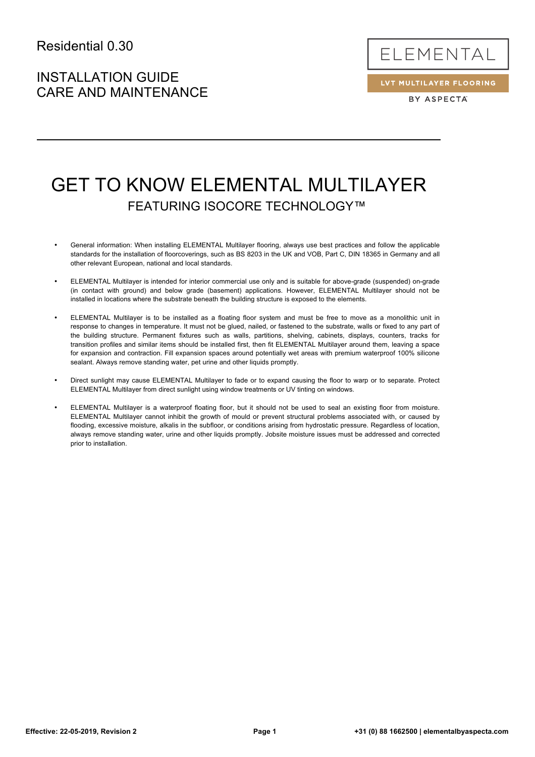Residential 0.30

INSTALLATION GUIDE
CARE AND MAINTENANCE

ELEMENTAL

LVT MULTILAYER FLOORING

BY ASPECTA

# GET TO KNOW ELEMENTAL MULTILAYER

## FEATURING ISOCORE TECHNOLOGY™

- General information: When installing ELEMENTAL Multilayer flooring, always use best practices and follow the applicable standards for the installation of floorcoverings, such as BS 8203 in the UK and VOB, Part C, DIN 18365 in Germany and all other relevant European, national and local standards.

- ELEMENTAL Multilayer is intended for interior commercial use only and is suitable for above-grade (suspended) on-grade (in contact with ground) and below grade (basement) applications. However, ELEMENTAL Multilayer should not be installed in locations where the substrate beneath the building structure is exposed to the elements.

- ELEMENTAL Multilayer is to be installed as a floating floor system and must be free to move as a monolithic unit in response to changes in temperature. It must not be glued, nailed, or fastened to the substrate, walls or fixed to any part of the building structure. Permanent fixtures such as walls, partitions, shelving, cabinets, displays, counters, tracks for transition profiles and similar items should be installed first, then fit ELEMENTAL Multilayer around them, leaving a space for expansion and contraction. Fill expansion spaces around potentially wet areas with premium waterproof 100% silicone sealant. Always remove standing water, pet urine and other liquids promptly.

- Direct sunlight may cause ELEMENTAL Multilayer to fade or to expand causing the floor to warp or to separate. Protect ELEMENTAL Multilayer from direct sunlight using window treatments or UV tinting on windows.

- ELEMENTAL Multilayer is a waterproof floating floor, but it should not be used to seal an existing floor from moisture. ELEMENTAL Multilayer cannot inhibit the growth of mould or prevent structural problems associated with, or caused by flooding, excessive moisture, alkalis in the subfloor, or conditions arising from hydrostatic pressure. Regardless of location, always remove standing water, urine and other liquids promptly. Jobsite moisture issues must be addressed and corrected prior to installation.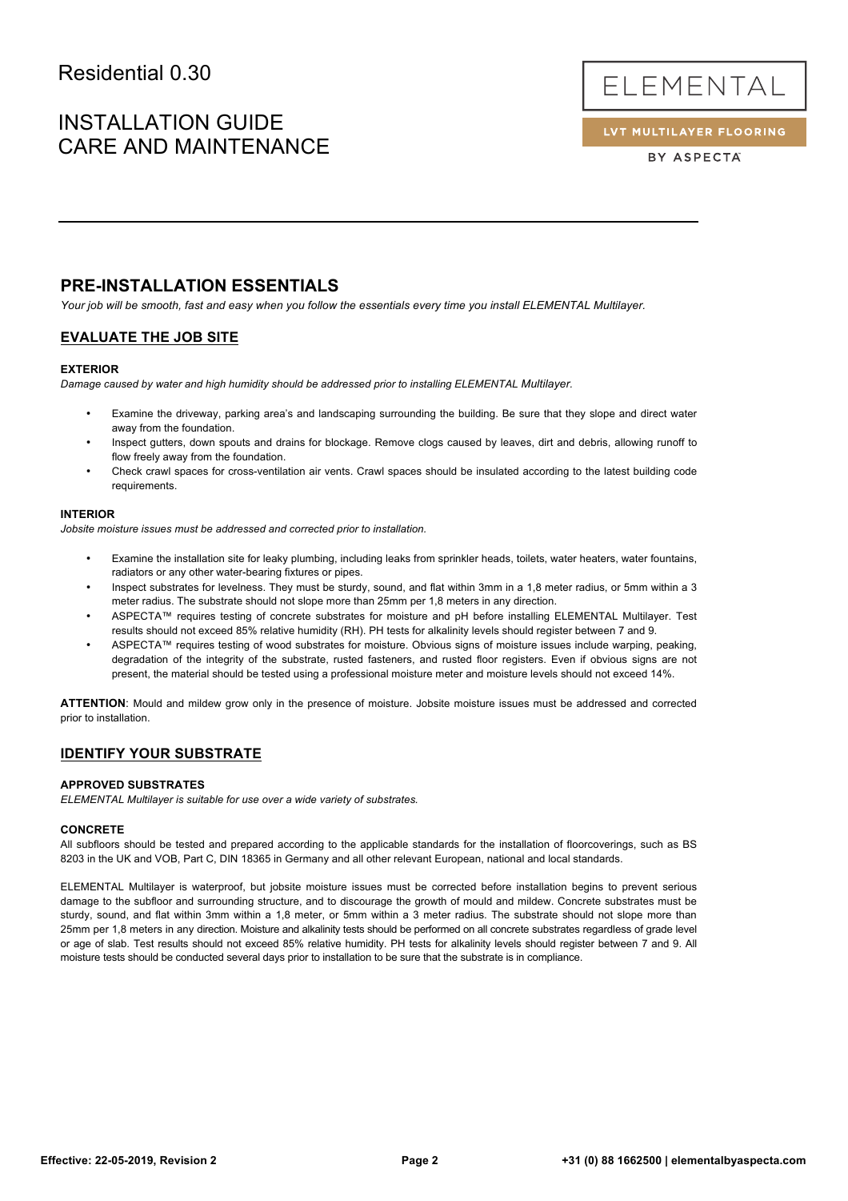## PRE-INSTALLATION ESSENTIALS

*Your job will be smooth, fast and easy when you follow the essentials every time you install ELEMENTAL Multilayer.*

### EVALUATE THE JOB SITE

**EXTERIOR**

*Damage caused by water and high humidity should be addressed prior to installing ELEMENTAL Multilayer.*

- Examine the driveway, parking area's and landscaping surrounding the building. Be sure that they slope and direct water away from the foundation.
- Inspect gutters, down spouts and drains for blockage. Remove clogs caused by leaves, dirt and debris, allowing runoff to flow freely away from the foundation.
- Check crawl spaces for cross-ventilation air vents. Crawl spaces should be insulated according to the latest building code requirements.

**INTERIOR**

*Jobsite moisture issues must be addressed and corrected prior to installation.*

- Examine the installation site for leaky plumbing, including leaks from sprinkler heads, toilets, water heaters, water fountains, radiators or any other water-bearing fixtures or pipes.
- Inspect substrates for levelness. They must be sturdy, sound, and flat within 3mm in a 1,8 meter radius, or 5mm within a 3 meter radius. The substrate should not slope more than 25mm per 1,8 meters in any direction.
- ASPECTA™ requires testing of concrete substrates for moisture and pH before installing ELEMENTAL Multilayer. Test results should not exceed 85% relative humidity (RH). PH tests for alkalinity levels should register between 7 and 9.
- ASPECTA™ requires testing of wood substrates for moisture. Obvious signs of moisture issues include warping, peaking, degradation of the integrity of the substrate, rusted fasteners, and rusted floor registers. Even if obvious signs are not present, the material should be tested using a professional moisture meter and moisture levels should not exceed 14%.

**ATTENTION**: Mould and mildew grow only in the presence of moisture. Jobsite moisture issues must be addressed and corrected prior to installation.

### IDENTIFY YOUR SUBSTRATE

**APPROVED SUBSTRATES**

*ELEMENTAL Multilayer is suitable for use over a wide variety of substrates.*

**CONCRETE**

All subfloors should be tested and prepared according to the applicable standards for the installation of floorcoverings, such as BS 8203 in the UK and VOB, Part C, DIN 18365 in Germany and all other relevant European, national and local standards.

ELEMENTAL Multilayer is waterproof, but jobsite moisture issues must be corrected before installation begins to prevent serious damage to the subfloor and surrounding structure, and to discourage the growth of mould and mildew. Concrete substrates must be sturdy, sound, and flat within 3mm within a 1,8 meter, or 5mm within a 3 meter radius. The substrate should not slope more than 25mm per 1,8 meters in any direction. Moisture and alkalinity tests should be performed on all concrete substrates regardless of grade level or age of slab. Test results should not exceed 85% relative humidity. PH tests for alkalinity levels should register between 7 and 9. All moisture tests should be conducted several days prior to installation to be sure that the substrate is in compliance.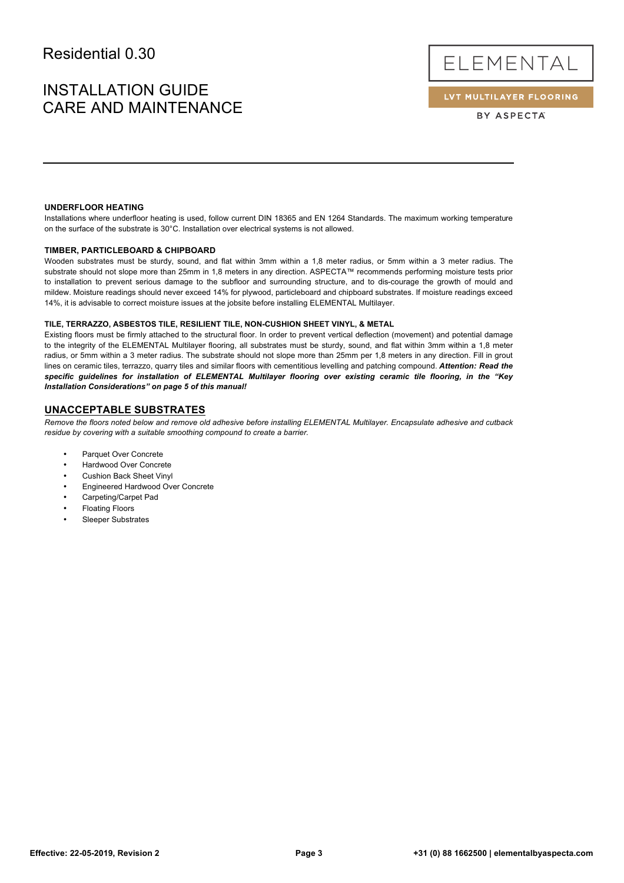# Residential 0.30

# INSTALLATION GUIDE
# CARE AND MAINTENANCE

ELEMENTAL

LVT MULTILAYER FLOORING

BY ASPECTA

### UNDERFLOOR HEATING

Installations where underfloor heating is used, follow current DIN 18365 and EN 1264 Standards. The maximum working temperature on the surface of the substrate is 30°C. Installation over electrical systems is not allowed.

### TIMBER, PARTICLEBOARD & CHIPBOARD

Wooden substrates must be sturdy, sound, and flat within 3mm within a 1,8 meter radius, or 5mm within a 3 meter radius. The substrate should not slope more than 25mm in 1,8 meters in any direction. ASPECTA™ recommends performing moisture tests prior to installation to prevent serious damage to the subfloor and surrounding structure, and to dis-courage the growth of mould and mildew. Moisture readings should never exceed 14% for plywood, particleboard and chipboard substrates. If moisture readings exceed 14%, it is advisable to correct moisture issues at the jobsite before installing ELEMENTAL Multilayer.

### TILE, TERRAZZO, ASBESTOS TILE, RESILIENT TILE, NON-CUSHION SHEET VINYL, & METAL

Existing floors must be firmly attached to the structural floor. In order to prevent vertical deflection (movement) and potential damage to the integrity of the ELEMENTAL Multilayer flooring, all substrates must be sturdy, sound, and flat within 3mm within a 1,8 meter radius, or 5mm within a 3 meter radius. The substrate should not slope more than 25mm per 1,8 meters in any direction. Fill in grout lines on ceramic tiles, terrazzo, quarry tiles and similar floors with cementitious levelling and patching compound. ***Attention: Read the specific guidelines for installation of ELEMENTAL Multilayer flooring over existing ceramic tile flooring, in the "Key Installation Considerations" on page 5 of this manual!***

## UNACCEPTABLE SUBSTRATES

*Remove the floors noted below and remove old adhesive before installing ELEMENTAL Multilayer. Encapsulate adhesive and cutback residue by covering with a suitable smoothing compound to create a barrier.*

- Parquet Over Concrete
- Hardwood Over Concrete
- Cushion Back Sheet Vinyl
- Engineered Hardwood Over Concrete
- Carpeting/Carpet Pad
- Floating Floors
- Sleeper Substrates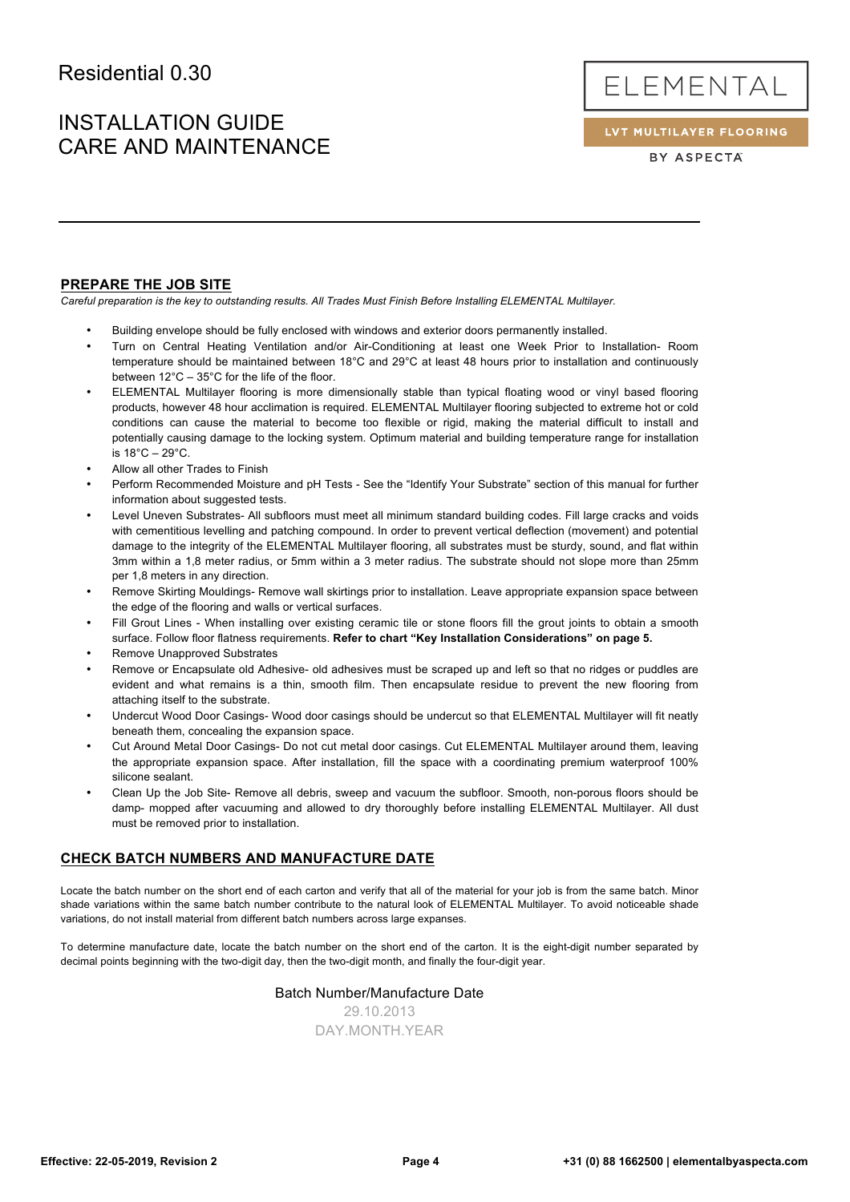# PREPARE THE JOB SITE

*Careful preparation is the key to outstanding results. All Trades Must Finish Before Installing ELEMENTAL Multilayer.*

- Building envelope should be fully enclosed with windows and exterior doors permanently installed.
- Turn on Central Heating Ventilation and/or Air-Conditioning at least one Week Prior to Installation- Room temperature should be maintained between 18°C and 29°C at least 48 hours prior to installation and continuously between 12°C – 35°C for the life of the floor.
- ELEMENTAL Multilayer flooring is more dimensionally stable than typical floating wood or vinyl based flooring products, however 48 hour acclimation is required. ELEMENTAL Multilayer flooring subjected to extreme hot or cold conditions can cause the material to become too flexible or rigid, making the material difficult to install and potentially causing damage to the locking system. Optimum material and building temperature range for installation is 18°C – 29°C.
- Allow all other Trades to Finish
- Perform Recommended Moisture and pH Tests - See the "Identify Your Substrate" section of this manual for further information about suggested tests.
- Level Uneven Substrates- All subfloors must meet all minimum standard building codes. Fill large cracks and voids with cementitious levelling and patching compound. In order to prevent vertical deflection (movement) and potential damage to the integrity of the ELEMENTAL Multilayer flooring, all substrates must be sturdy, sound, and flat within 3mm within a 1,8 meter radius, or 5mm within a 3 meter radius. The substrate should not slope more than 25mm per 1,8 meters in any direction.
- Remove Skirting Mouldings- Remove wall skirtings prior to installation. Leave appropriate expansion space between the edge of the flooring and walls or vertical surfaces.
- Fill Grout Lines - When installing over existing ceramic tile or stone floors fill the grout joints to obtain a smooth surface. Follow floor flatness requirements. **Refer to chart "Key Installation Considerations" on page 5.**
- Remove Unapproved Substrates
- Remove or Encapsulate old Adhesive- old adhesives must be scraped up and left so that no ridges or puddles are evident and what remains is a thin, smooth film. Then encapsulate residue to prevent the new flooring from attaching itself to the substrate.
- Undercut Wood Door Casings- Wood door casings should be undercut so that ELEMENTAL Multilayer will fit neatly beneath them, concealing the expansion space.
- Cut Around Metal Door Casings- Do not cut metal door casings. Cut ELEMENTAL Multilayer around them, leaving the appropriate expansion space. After installation, fill the space with a coordinating premium waterproof 100% silicone sealant.
- Clean Up the Job Site- Remove all debris, sweep and vacuum the subfloor. Smooth, non-porous floors should be damp- mopped after vacuuming and allowed to dry thoroughly before installing ELEMENTAL Multilayer. All dust must be removed prior to installation.

# CHECK BATCH NUMBERS AND MANUFACTURE DATE

Locate the batch number on the short end of each carton and verify that all of the material for your job is from the same batch. Minor shade variations within the same batch number contribute to the natural look of ELEMENTAL Multilayer. To avoid noticeable shade variations, do not install material from different batch numbers across large expanses.

To determine manufacture date, locate the batch number on the short end of the carton. It is the eight-digit number separated by decimal points beginning with the two-digit day, then the two-digit month, and finally the four-digit year.

Batch Number/Manufacture Date

29.10.2013

DAY.MONTH.YEAR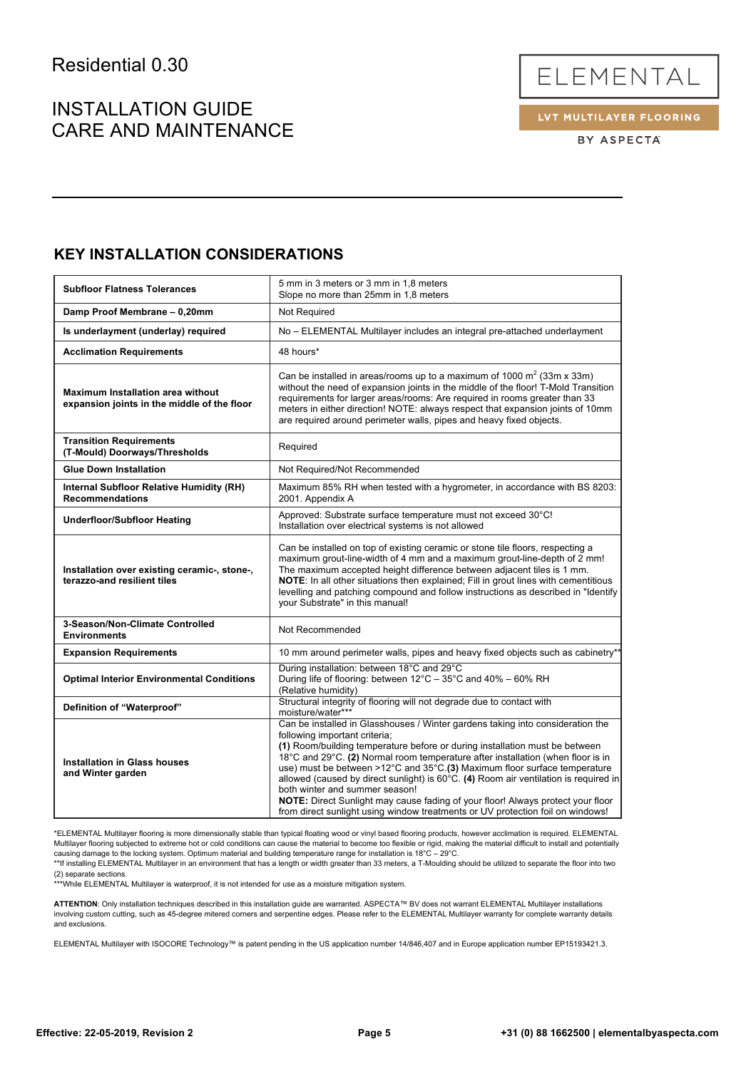Residential 0.30

INSTALLATION GUIDE
CARE AND MAINTENANCE

ELEMENTAL
LVT MULTILAYER FLOORING
BY ASPECTA

## KEY INSTALLATION CONSIDERATIONS

| | |
|---|---|
| **Subfloor Flatness Tolerances** | 5 mm in 3 meters or 3 mm in 1,8 meters<br>Slope no more than 25mm in 1,8 meters |
| **Damp Proof Membrane – 0,20mm** | Not Required |
| **Is underlayment (underlay) required** | No – ELEMENTAL Multilayer includes an integral pre-attached underlayment |
| **Acclimation Requirements** | 48 hours* |
| **Maximum Installation area without expansion joints in the middle of the floor** | Can be installed in areas/rooms up to a maximum of 1000 $m^2$ (33m x 33m) without the need of expansion joints in the middle of the floor! T-Mold Transition requirements for larger areas/rooms: Are required in rooms greater than 33 meters in either direction! NOTE: always respect that expansion joints of 10mm are required around perimeter walls, pipes and heavy fixed objects. |
| **Transition Requirements (T-Mould) Doorways/Thresholds** | Required |
| **Glue Down Installation** | Not Required/Not Recommended |
| **Internal Subfloor Relative Humidity (RH) Recommendations** | Maximum 85% RH when tested with a hygrometer, in accordance with BS 8203: 2001. Appendix A |
| **Underfloor/Subfloor Heating** | Approved: Substrate surface temperature must not exceed 30°C!<br>Installation over electrical systems is not allowed |
| **Installation over existing ceramic-, stone-, terazzo-and resilient tiles** | Can be installed on top of existing ceramic or stone tile floors, respecting a maximum grout-line-width of 4 mm and a maximum grout-line-depth of 2 mm! The maximum accepted height difference between adjacent tiles is 1 mm. **NOTE**: In all other situations then explained; Fill in grout lines with cementitious levelling and patching compound and follow instructions as described in "Identify your Substrate" in this manual! |
| **3-Season/Non-Climate Controlled Environments** | Not Recommended |
| **Expansion Requirements** | 10 mm around perimeter walls, pipes and heavy fixed objects such as cabinetry** |
| **Optimal Interior Environmental Conditions** | During installation: between 18°C and 29°C<br>During life of flooring: between 12°C – 35°C and 40% – 60% RH (Relative humidity) |
| **Definition of "Waterproof"** | Structural integrity of flooring will not degrade due to contact with moisture/water*** |
| **Installation in Glass houses and Winter garden** | Can be installed in Glasshouses / Winter gardens taking into consideration the following important criteria;<br>**(1)** Room/building temperature before or during installation must be between 18°C and 29°C. **(2)** Normal room temperature after installation (when floor is in use) must be between >12°C and 35°C.**(3)** Maximum floor surface temperature allowed (caused by direct sunlight) is 60°C. **(4)** Room air ventilation is required in both winter and summer season!<br>**NOTE:** Direct Sunlight may cause fading of your floor! Always protect your floor from direct sunlight using window treatments or UV protection foil on windows! |

*ELEMENTAL Multilayer flooring is more dimensionally stable than typical floating wood or vinyl based flooring products, however acclimation is required. ELEMENTAL Multilayer flooring subjected to extreme hot or cold conditions can cause the material to become too flexible or rigid, making the material difficult to install and potentially causing damage to the locking system. Optimum material and building temperature range for installation is 18°C – 29°C.

**If installing ELEMENTAL Multilayer in an environment that has a length or width greater than 33 meters, a T-Moulding should be utilized to separate the floor into two (2) separate sections.

***While ELEMENTAL Multilayer is waterproof, it is not intended for use as a moisture mitigation system.

**ATTENTION**: Only installation techniques described in this installation guide are warranted. ASPECTA™ BV does not warrant ELEMENTAL Multilayer installations involving custom cutting, such as 45-degree mitered corners and serpentine edges. Please refer to the ELEMENTAL Multilayer warranty for complete warranty details and exclusions.

ELEMENTAL Multilayer with ISOCORE Technology™ is patent pending in the US application number 14/846,407 and in Europe application number EP15193421.3.

Effective: 22-05-2019, Revision 2 | +31 (0) 88 1662500 | elementalbyaspecta.com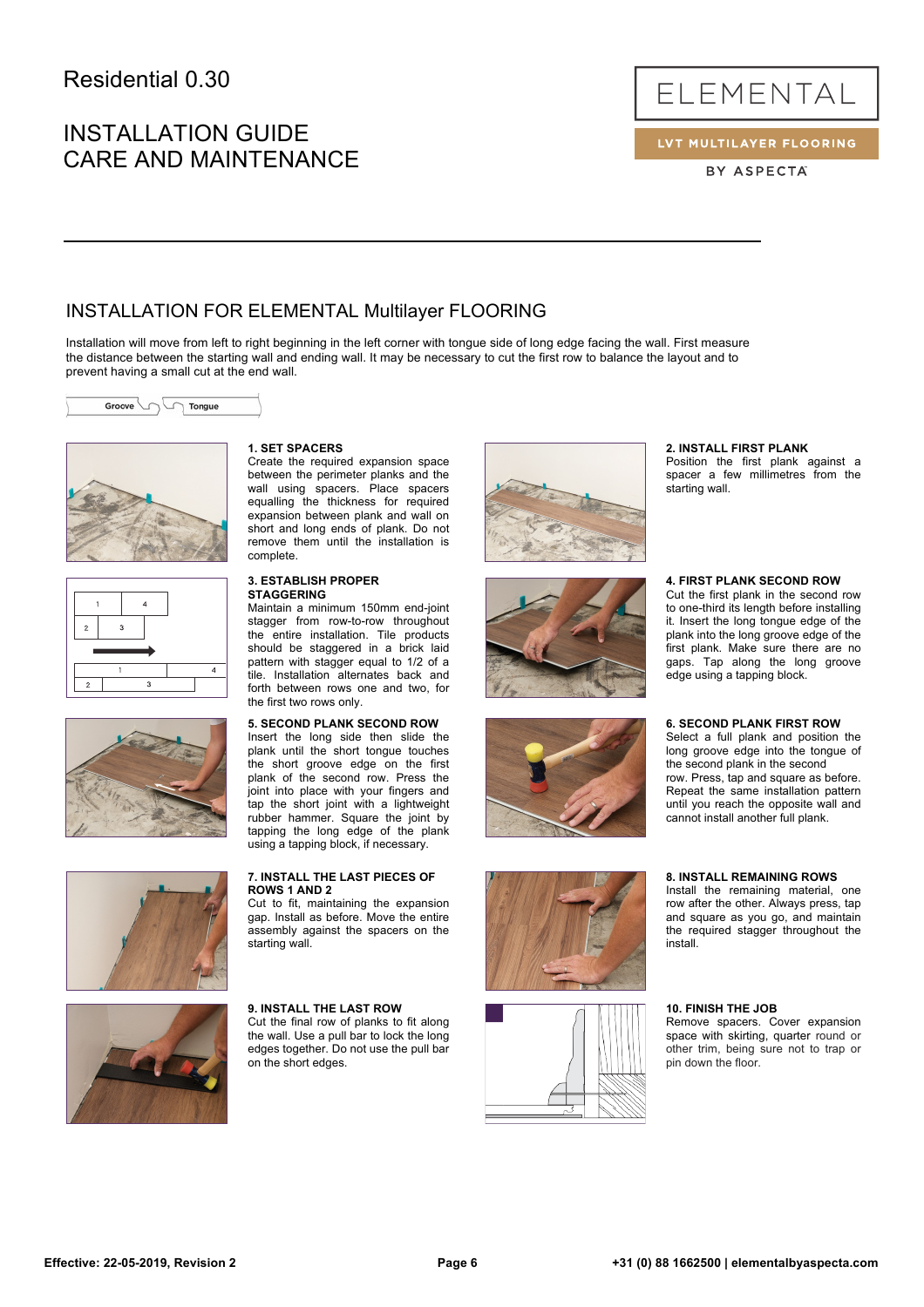Residential 0.30

# INSTALLATION GUIDE
# CARE AND MAINTENANCE

ELEMENTAL

LVT MULTILAYER FLOORING

BY ASPECTA

## INSTALLATION FOR ELEMENTAL Multilayer FLOORING

Installation will move from left to right beginning in the left corner with tongue side of long edge facing the wall. First measure the distance between the starting wall and ending wall. It may be necessary to cut the first row to balance the layout and to prevent having a small cut at the end wall.

Groove Tongue

### 1. SET SPACERS

Create the required expansion space between the perimeter planks and the wall using spacers. Place spacers equalling the thickness for required expansion between plank and wall on short and long ends of plank. Do not remove them until the installation is complete.

### 2. INSTALL FIRST PLANK

Position the first plank against a spacer a few millimetres from the starting wall.

### 3. ESTABLISH PROPER STAGGERING

Maintain a minimum 150mm end-joint stagger from row-to-row throughout the entire installation. Tile products should be staggered in a brick laid pattern with stagger equal to 1/2 of a tile. Installation alternates back and forth between rows one and two, for the first two rows only.

### 4. FIRST PLANK SECOND ROW

Cut the first plank in the second row to one-third its length before installing it. Insert the long tongue edge of the plank into the long groove edge of the first plank. Make sure there are no gaps. Tap along the long groove edge using a tapping block.

### 5. SECOND PLANK SECOND ROW

Insert the long side then slide the plank until the short tongue touches the short groove edge on the first plank of the second row. Press the joint into place with your fingers and tap the short joint with a lightweight rubber hammer. Square the joint by tapping the long edge of the plank using a tapping block, if necessary.

### 6. SECOND PLANK FIRST ROW

Select a full plank and position the long groove edge into the tongue of the second plank in the second row. Press, tap and square as before. Repeat the same installation pattern until you reach the opposite wall and cannot install another full plank.

### 7. INSTALL THE LAST PIECES OF ROWS 1 AND 2

Cut to fit, maintaining the expansion gap. Install as before. Move the entire assembly against the spacers on the starting wall.

### 8. INSTALL REMAINING ROWS

Install the remaining material, one row after the other. Always press, tap and square as you go, and maintain the required stagger throughout the install.

### 9. INSTALL THE LAST ROW

Cut the final row of planks to fit along the wall. Use a pull bar to lock the long edges together. Do not use the pull bar on the short edges.

### 10. FINISH THE JOB

Remove spacers. Cover expansion space with skirting, quarter round or other trim, being sure not to trap or pin down the floor.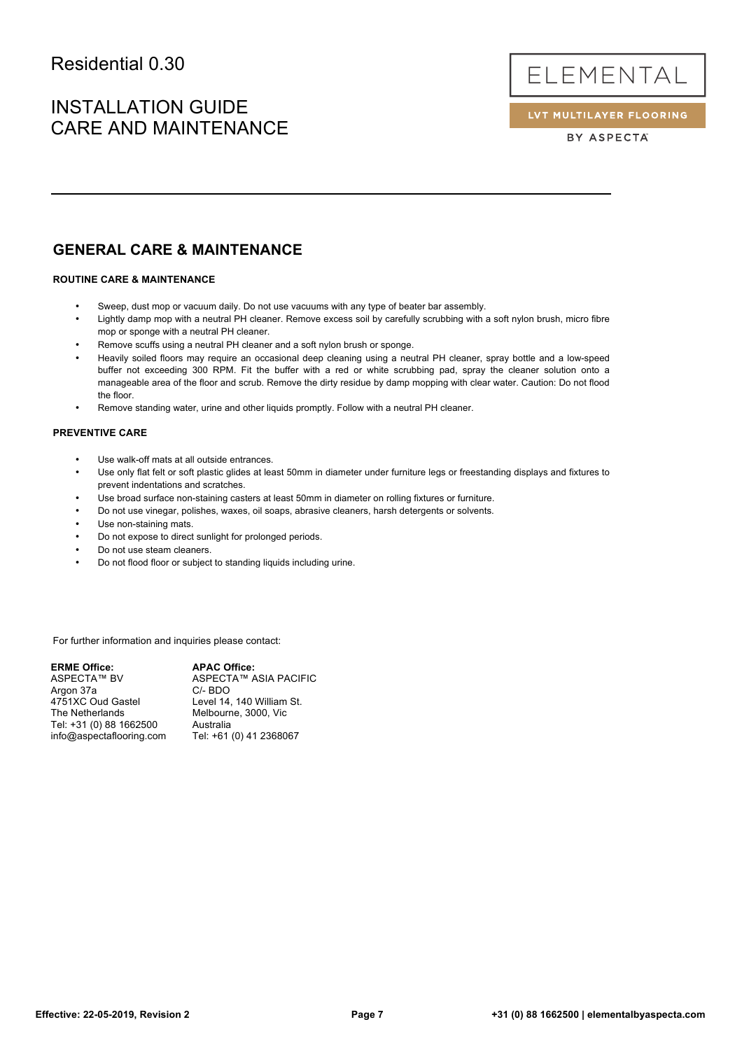# GENERAL CARE & MAINTENANCE

## ROUTINE CARE & MAINTENANCE

- Sweep, dust mop or vacuum daily. Do not use vacuums with any type of beater bar assembly.
- Lightly damp mop with a neutral PH cleaner. Remove excess soil by carefully scrubbing with a soft nylon brush, micro fibre mop or sponge with a neutral PH cleaner.
- Remove scuffs using a neutral PH cleaner and a soft nylon brush or sponge.
- Heavily soiled floors may require an occasional deep cleaning using a neutral PH cleaner, spray bottle and a low-speed buffer not exceeding 300 RPM. Fit the buffer with a red or white scrubbing pad, spray the cleaner solution onto a manageable area of the floor and scrub. Remove the dirty residue by damp mopping with clear water. Caution: Do not flood the floor.
- Remove standing water, urine and other liquids promptly. Follow with a neutral PH cleaner.

## PREVENTIVE CARE

- Use walk-off mats at all outside entrances.
- Use only flat felt or soft plastic glides at least 50mm in diameter under furniture legs or freestanding displays and fixtures to prevent indentations and scratches.
- Use broad surface non-staining casters at least 50mm in diameter on rolling fixtures or furniture.
- Do not use vinegar, polishes, waxes, oil soaps, abrasive cleaners, harsh detergents or solvents.
- Use non-staining mats.
- Do not expose to direct sunlight for prolonged periods.
- Do not use steam cleaners.
- Do not flood floor or subject to standing liquids including urine.

For further information and inquiries please contact:

**ERME Office:**
ASPECTA™ BV
Argon 37a
4751XC Oud Gastel
The Netherlands
Tel: +31 (0) 88 1662500
info@aspectaflooring.com

**APAC Office:**
ASPECTA™ ASIA PACIFIC
C/- BDO
Level 14, 140 William St.
Melbourne, 3000, Vic
Australia
Tel: +61 (0) 41 2368067